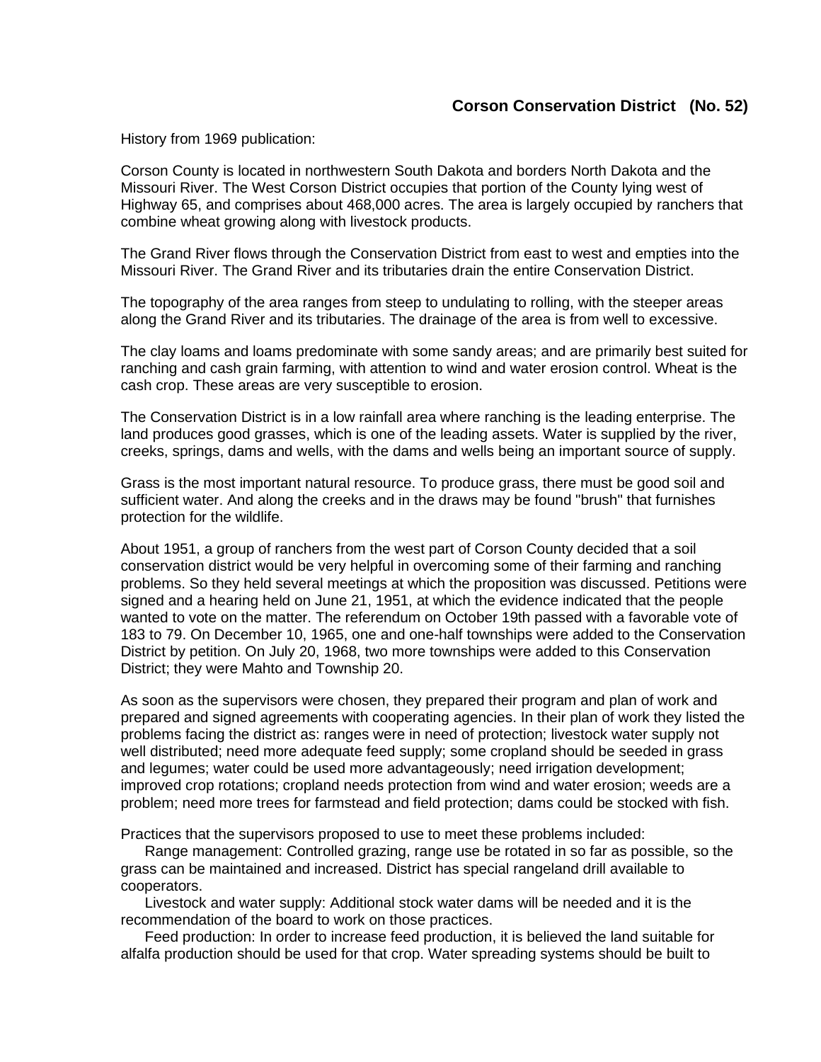## Corson Conservation District (No. 52)

History from 1969 publication:

Corson County is located in northwestern South Dakota and borders North Dakota and the Missouri River. The West Corson District occupies that portion of the County lying west of Highway 65, and comprises about 468,000 acres. The area is largely occupied by ranchers that combine wheat growing along with livestock products.

The Grand River flows through the Conservation District from east to west and empties into the Missouri River. The Grand River and its tributaries drain the entire Conservation District.

The topography of the area ranges from steep to undulating to rolling, with the steeper areas along the Grand River and its tributaries. The drainage of the area is from well to excessive.

The clay loams and loams predominate with some sandy areas; and are primarily best suited for ranching and cash grain farming, with attention to wind and water erosion control. Wheat is the cash crop. These areas are very susceptible to erosion.

The Conservation District is in a low rainfall area where ranching is the leading enterprise. The land produces good grasses, which is one of the leading assets. Water is supplied by the river, creeks, springs, dams and wells, with the dams and wells being an important source of supply.

Grass is the most important natural resource. To produce grass, there must be good soil and sufficient water. And along the creeks and in the draws may be found "brush" that furnishes protection for the wildlife.

About 1951, a group of ranchers from the west part of Corson County decided that a soil conservation district would be very helpful in overcoming some of their farming and ranching problems. So they held several meetings at which the proposition was discussed. Petitions were signed and a hearing held on June 21, 1951, at which the evidence indicated that the people wanted to vote on the matter. The referendum on October 19th passed with a favorable vote of 183 to 79. On December 10, 1965, one and one-half townships were added to the Conservation District by petition. On July 20, 1968, two more townships were added to this Conservation District; they were Mahto and Township 20.

As soon as the supervisors were chosen, they prepared their program and plan of work and prepared and signed agreements with cooperating agencies. In their plan of work they listed the problems facing the district as: ranges were in need of protection; livestock water supply not well distributed; need more adequate feed supply; some cropland should be seeded in grass and legumes; water could be used more advantageously; need irrigation development; improved crop rotations; cropland needs protection from wind and water erosion; weeds are a problem; need more trees for farmstead and field protection; dams could be stocked with fish.

Practices that the supervisors proposed to use to meet these problems included:

Range management: Controlled grazing, range use be rotated in so far as possible, so the grass can be maintained and increased. District has special rangeland drill available to cooperators.

Livestock and water supply: Additional stock water dams will be needed and it is the recommendation of the board to work on those practices.

Feed production: In order to increase feed production, it is believed the land suitable for alfalfa production should be used for that crop. Water spreading systems should be built to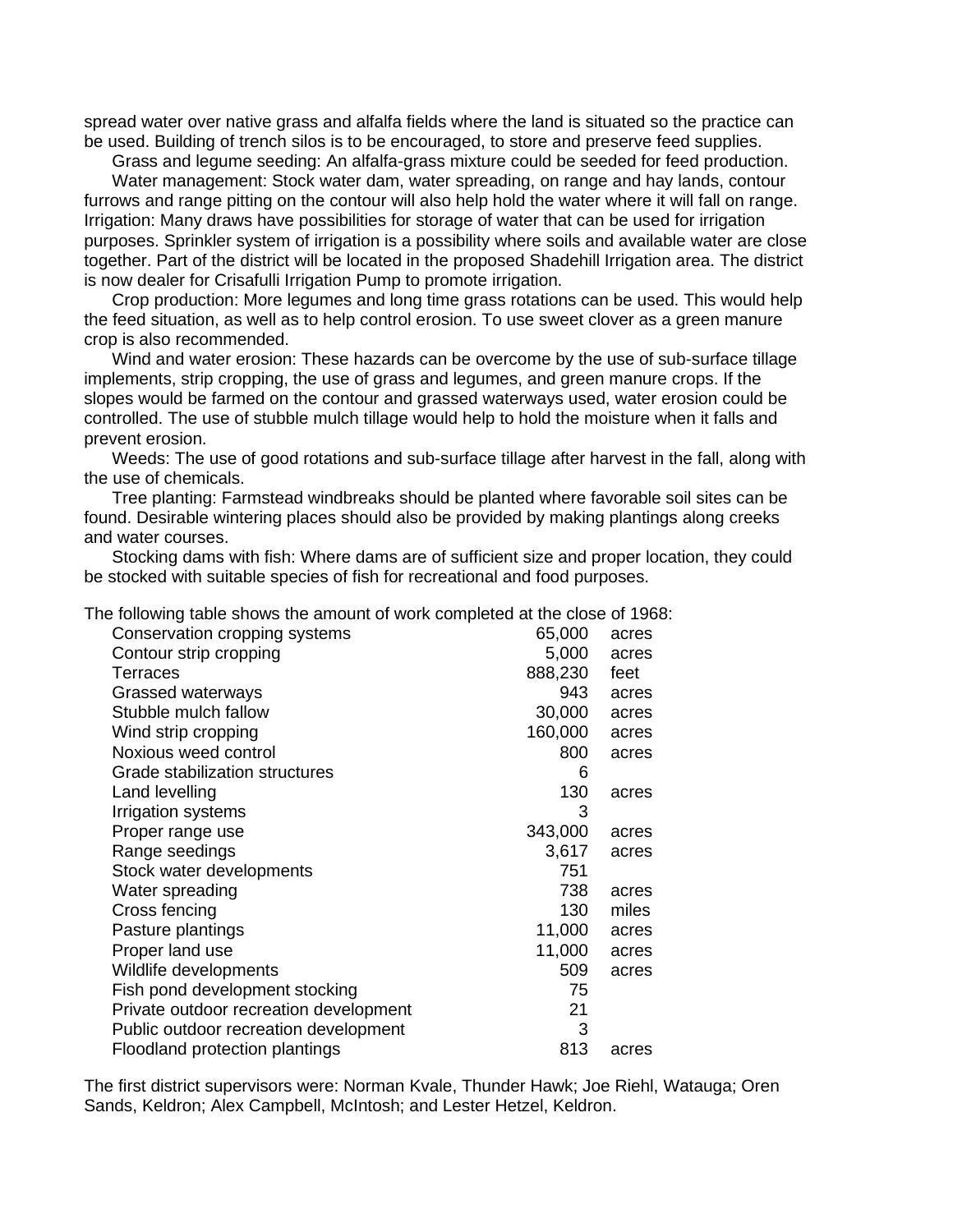spread water over native grass and alfalfa fields where the land is situated so the practice can be used. Building of trench silos is to be encouraged, to store and preserve feed supplies.

Grass and legume seeding: An alfalfa-grass mixture could be seeded for feed production.

Water management: Stock water dam, water spreading, on range and hay lands, contour furrows and range pitting on the contour will also help hold the water where it will fall on range. Irrigation: Many draws have possibilities for storage of water that can be used for irrigation purposes. Sprinkler system of irrigation is a possibility where soils and available water are close together. Part of the district will be located in the proposed Shadehill Irrigation area. The district is now dealer for Crisafulli Irrigation Pump to promote irrigation.

Crop production: More legumes and long time grass rotations can be used. This would help the feed situation, as well as to help control erosion. To use sweet clover as a green manure crop is also recommended.

Wind and water erosion: These hazards can be overcome by the use of sub-surface tillage implements, strip cropping, the use of grass and legumes, and green manure crops. If the slopes would be farmed on the contour and grassed waterways used, water erosion could be controlled. The use of stubble mulch tillage would help to hold the moisture when it falls and prevent erosion.

Weeds: The use of good rotations and sub-surface tillage after harvest in the fall, along with the use of chemicals.

Tree planting: Farmstead windbreaks should be planted where favorable soil sites can be found. Desirable wintering places should also be provided by making plantings along creeks and water courses.

Stocking dams with fish: Where dams are of sufficient size and proper location, they could be stocked with suitable species of fish for recreational and food purposes.

The following table shows the amount of work completed at the close of 1968:

| Practice | Amount | Unit |
|---|---|---|
| Conservation cropping systems | 65,000 | acres |
| Contour strip cropping | 5,000 | acres |
| Terraces | 888,230 | feet |
| Grassed waterways | 943 | acres |
| Stubble mulch fallow | 30,000 | acres |
| Wind strip cropping | 160,000 | acres |
| Noxious weed control | 800 | acres |
| Grade stabilization structures | 6 | |
| Land levelling | 130 | acres |
| Irrigation systems | 3 | |
| Proper range use | 343,000 | acres |
| Range seedings | 3,617 | acres |
| Stock water developments | 751 | |
| Water spreading | 738 | acres |
| Cross fencing | 130 | miles |
| Pasture plantings | 11,000 | acres |
| Proper land use | 11,000 | acres |
| Wildlife developments | 509 | acres |
| Fish pond development stocking | 75 | |
| Private outdoor recreation development | 21 | |
| Public outdoor recreation development | 3 | |
| Floodland protection plantings | 813 | acres |

The first district supervisors were: Norman Kvale, Thunder Hawk; Joe Riehl, Watauga; Oren Sands, Keldron; Alex Campbell, McIntosh; and Lester Hetzel, Keldron.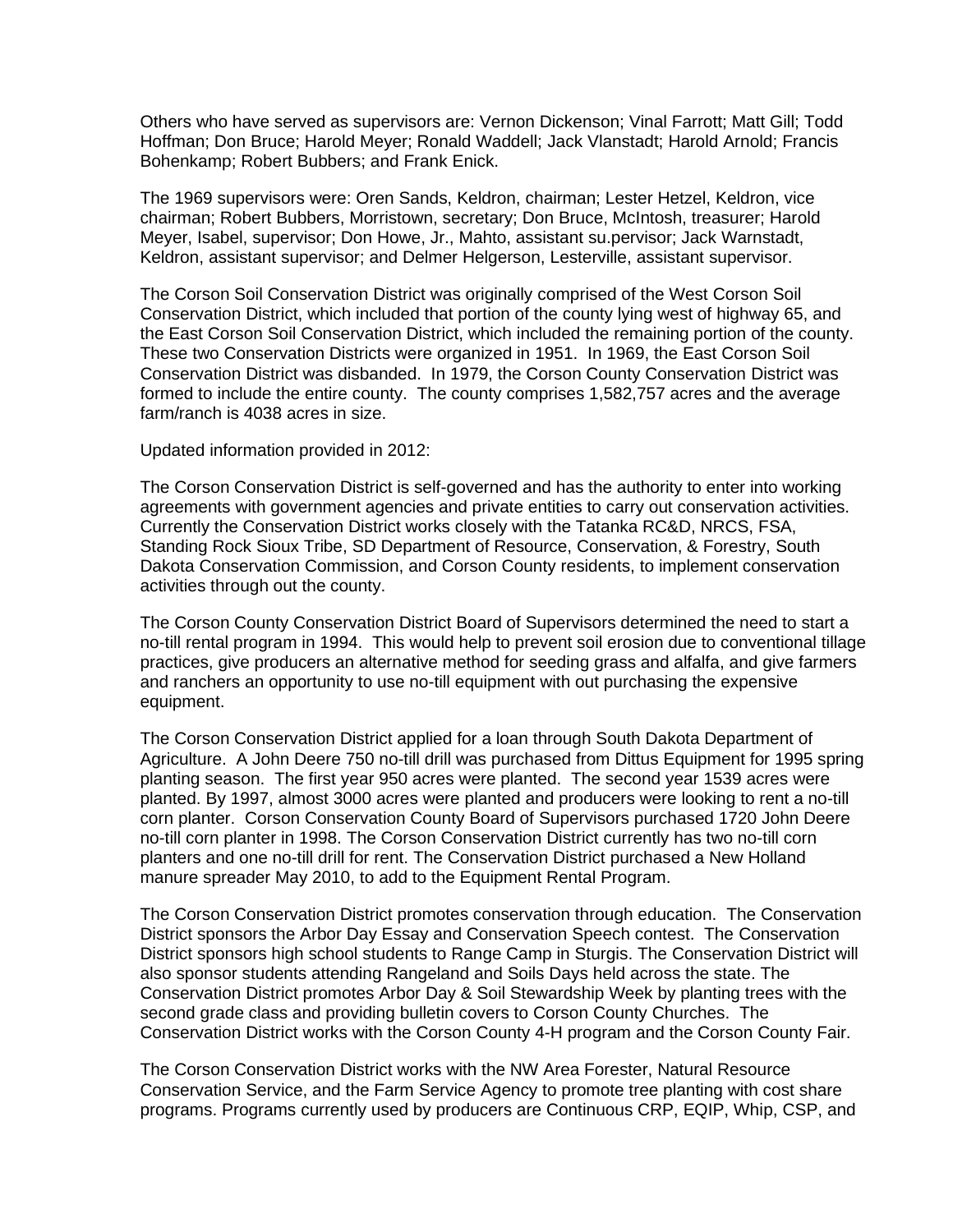Others who have served as supervisors are: Vernon Dickenson; Vinal Farrott; Matt Gill; Todd Hoffman; Don Bruce; Harold Meyer; Ronald Waddell; Jack Vlanstadt; Harold Arnold; Francis Bohenkamp; Robert Bubbers; and Frank Enick.

The 1969 supervisors were: Oren Sands, Keldron, chairman; Lester Hetzel, Keldron, vice chairman; Robert Bubbers, Morristown, secretary; Don Bruce, McIntosh, treasurer; Harold Meyer, Isabel, supervisor; Don Howe, Jr., Mahto, assistant su.pervisor; Jack Warnstadt, Keldron, assistant supervisor; and Delmer Helgerson, Lesterville, assistant supervisor.

The Corson Soil Conservation District was originally comprised of the West Corson Soil Conservation District, which included that portion of the county lying west of highway 65, and the East Corson Soil Conservation District, which included the remaining portion of the county. These two Conservation Districts were organized in 1951. In 1969, the East Corson Soil Conservation District was disbanded. In 1979, the Corson County Conservation District was formed to include the entire county. The county comprises 1,582,757 acres and the average farm/ranch is 4038 acres in size.

Updated information provided in 2012:

The Corson Conservation District is self-governed and has the authority to enter into working agreements with government agencies and private entities to carry out conservation activities. Currently the Conservation District works closely with the Tatanka RC&D, NRCS, FSA, Standing Rock Sioux Tribe, SD Department of Resource, Conservation, & Forestry, South Dakota Conservation Commission, and Corson County residents, to implement conservation activities through out the county.

The Corson County Conservation District Board of Supervisors determined the need to start a no-till rental program in 1994. This would help to prevent soil erosion due to conventional tillage practices, give producers an alternative method for seeding grass and alfalfa, and give farmers and ranchers an opportunity to use no-till equipment with out purchasing the expensive equipment.

The Corson Conservation District applied for a loan through South Dakota Department of Agriculture. A John Deere 750 no-till drill was purchased from Dittus Equipment for 1995 spring planting season. The first year 950 acres were planted. The second year 1539 acres were planted. By 1997, almost 3000 acres were planted and producers were looking to rent a no-till corn planter. Corson Conservation County Board of Supervisors purchased 1720 John Deere no-till corn planter in 1998. The Corson Conservation District currently has two no-till corn planters and one no-till drill for rent. The Conservation District purchased a New Holland manure spreader May 2010, to add to the Equipment Rental Program.

The Corson Conservation District promotes conservation through education. The Conservation District sponsors the Arbor Day Essay and Conservation Speech contest. The Conservation District sponsors high school students to Range Camp in Sturgis. The Conservation District will also sponsor students attending Rangeland and Soils Days held across the state. The Conservation District promotes Arbor Day & Soil Stewardship Week by planting trees with the second grade class and providing bulletin covers to Corson County Churches. The Conservation District works with the Corson County 4-H program and the Corson County Fair.

The Corson Conservation District works with the NW Area Forester, Natural Resource Conservation Service, and the Farm Service Agency to promote tree planting with cost share programs. Programs currently used by producers are Continuous CRP, EQIP, Whip, CSP, and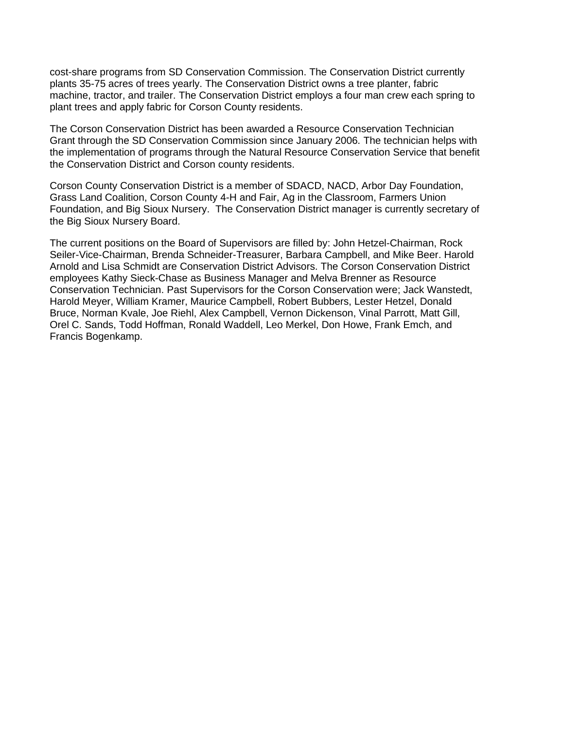cost-share programs from SD Conservation Commission. The Conservation District currently plants 35-75 acres of trees yearly. The Conservation District owns a tree planter, fabric machine, tractor, and trailer. The Conservation District employs a four man crew each spring to plant trees and apply fabric for Corson County residents.

The Corson Conservation District has been awarded a Resource Conservation Technician Grant through the SD Conservation Commission since January 2006. The technician helps with the implementation of programs through the Natural Resource Conservation Service that benefit the Conservation District and Corson county residents.

Corson County Conservation District is a member of SDACD, NACD, Arbor Day Foundation, Grass Land Coalition, Corson County 4-H and Fair, Ag in the Classroom, Farmers Union Foundation, and Big Sioux Nursery. The Conservation District manager is currently secretary of the Big Sioux Nursery Board.

The current positions on the Board of Supervisors are filled by: John Hetzel-Chairman, Rock Seiler-Vice-Chairman, Brenda Schneider-Treasurer, Barbara Campbell, and Mike Beer. Harold Arnold and Lisa Schmidt are Conservation District Advisors. The Corson Conservation District employees Kathy Sieck-Chase as Business Manager and Melva Brenner as Resource Conservation Technician. Past Supervisors for the Corson Conservation were; Jack Wanstedt, Harold Meyer, William Kramer, Maurice Campbell, Robert Bubbers, Lester Hetzel, Donald Bruce, Norman Kvale, Joe Riehl, Alex Campbell, Vernon Dickenson, Vinal Parrott, Matt Gill, Orel C. Sands, Todd Hoffman, Ronald Waddell, Leo Merkel, Don Howe, Frank Emch, and Francis Bogenkamp.